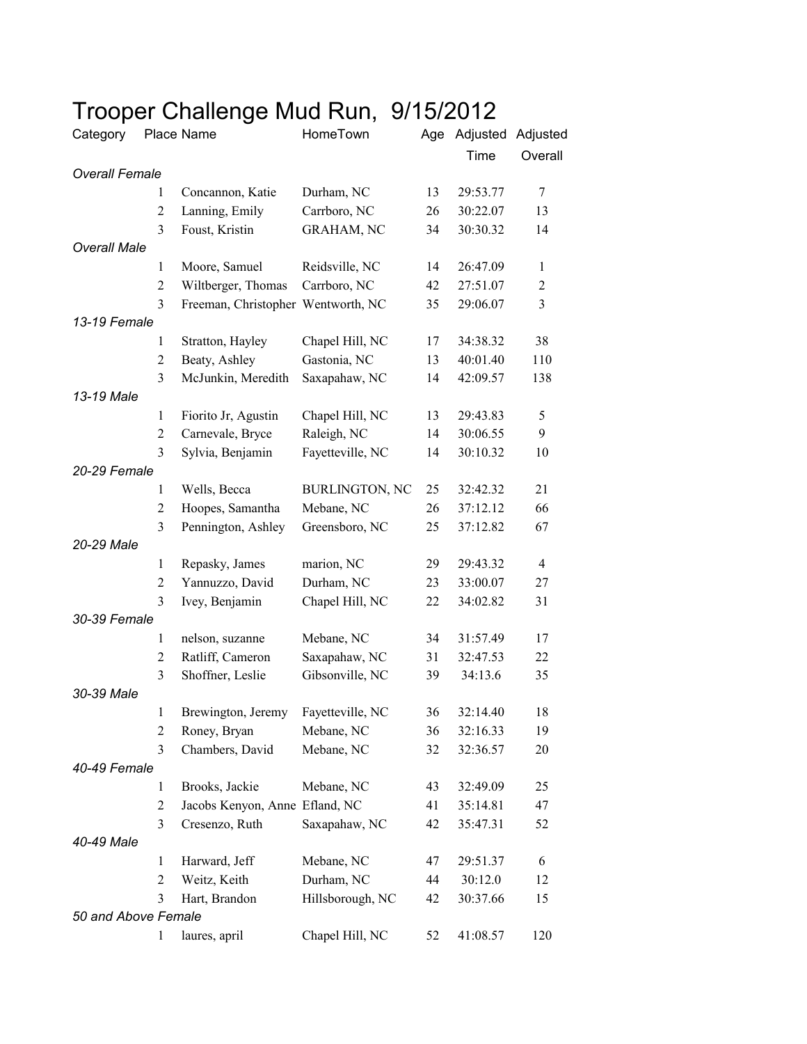# Trooper Challenge Mud Run, 9/15/2012

| Category | Place | Name | HomeTown | Age | Adjusted Time | Adjusted Overall |
|---|---|---|---|---|---|---|
| *Overall Female* | | | | | | |
| | 1 | Concannon, Katie | Durham, NC | 13 | 29:53.77 | 7 |
| | 2 | Lanning, Emily | Carrboro, NC | 26 | 30:22.07 | 13 |
| | 3 | Foust, Kristin | GRAHAM, NC | 34 | 30:30.32 | 14 |
| *Overall Male* | | | | | | |
| | 1 | Moore, Samuel | Reidsville, NC | 14 | 26:47.09 | 1 |
| | 2 | Wiltberger, Thomas | Carrboro, NC | 42 | 27:51.07 | 2 |
| | 3 | Freeman, Christopher | Wentworth, NC | 35 | 29:06.07 | 3 |
| *13-19 Female* | | | | | | |
| | 1 | Stratton, Hayley | Chapel Hill, NC | 17 | 34:38.32 | 38 |
| | 2 | Beaty, Ashley | Gastonia, NC | 13 | 40:01.40 | 110 |
| | 3 | McJunkin, Meredith | Saxapahaw, NC | 14 | 42:09.57 | 138 |
| *13-19 Male* | | | | | | |
| | 1 | Fiorito Jr, Agustin | Chapel Hill, NC | 13 | 29:43.83 | 5 |
| | 2 | Carnevale, Bryce | Raleigh, NC | 14 | 30:06.55 | 9 |
| | 3 | Sylvia, Benjamin | Fayetteville, NC | 14 | 30:10.32 | 10 |
| *20-29 Female* | | | | | | |
| | 1 | Wells, Becca | BURLINGTON, NC | 25 | 32:42.32 | 21 |
| | 2 | Hoopes, Samantha | Mebane, NC | 26 | 37:12.12 | 66 |
| | 3 | Pennington, Ashley | Greensboro, NC | 25 | 37:12.82 | 67 |
| *20-29 Male* | | | | | | |
| | 1 | Repasky, James | marion, NC | 29 | 29:43.32 | 4 |
| | 2 | Yannuzzo, David | Durham, NC | 23 | 33:00.07 | 27 |
| | 3 | Ivey, Benjamin | Chapel Hill, NC | 22 | 34:02.82 | 31 |
| *30-39 Female* | | | | | | |
| | 1 | nelson, suzanne | Mebane, NC | 34 | 31:57.49 | 17 |
| | 2 | Ratliff, Cameron | Saxapahaw, NC | 31 | 32:47.53 | 22 |
| | 3 | Shoffner, Leslie | Gibsonville, NC | 39 | 34:13.6 | 35 |
| *30-39 Male* | | | | | | |
| | 1 | Brewington, Jeremy | Fayetteville, NC | 36 | 32:14.40 | 18 |
| | 2 | Roney, Bryan | Mebane, NC | 36 | 32:16.33 | 19 |
| | 3 | Chambers, David | Mebane, NC | 32 | 32:36.57 | 20 |
| *40-49 Female* | | | | | | |
| | 1 | Brooks, Jackie | Mebane, NC | 43 | 32:49.09 | 25 |
| | 2 | Jacobs Kenyon, Anne | Efland, NC | 41 | 35:14.81 | 47 |
| | 3 | Cresenzo, Ruth | Saxapahaw, NC | 42 | 35:47.31 | 52 |
| *40-49 Male* | | | | | | |
| | 1 | Harward, Jeff | Mebane, NC | 47 | 29:51.37 | 6 |
| | 2 | Weitz, Keith | Durham, NC | 44 | 30:12.0 | 12 |
| | 3 | Hart, Brandon | Hillsborough, NC | 42 | 30:37.66 | 15 |
| *50 and Above Female* | | | | | | |
| | 1 | laures, april | Chapel Hill, NC | 52 | 41:08.57 | 120 |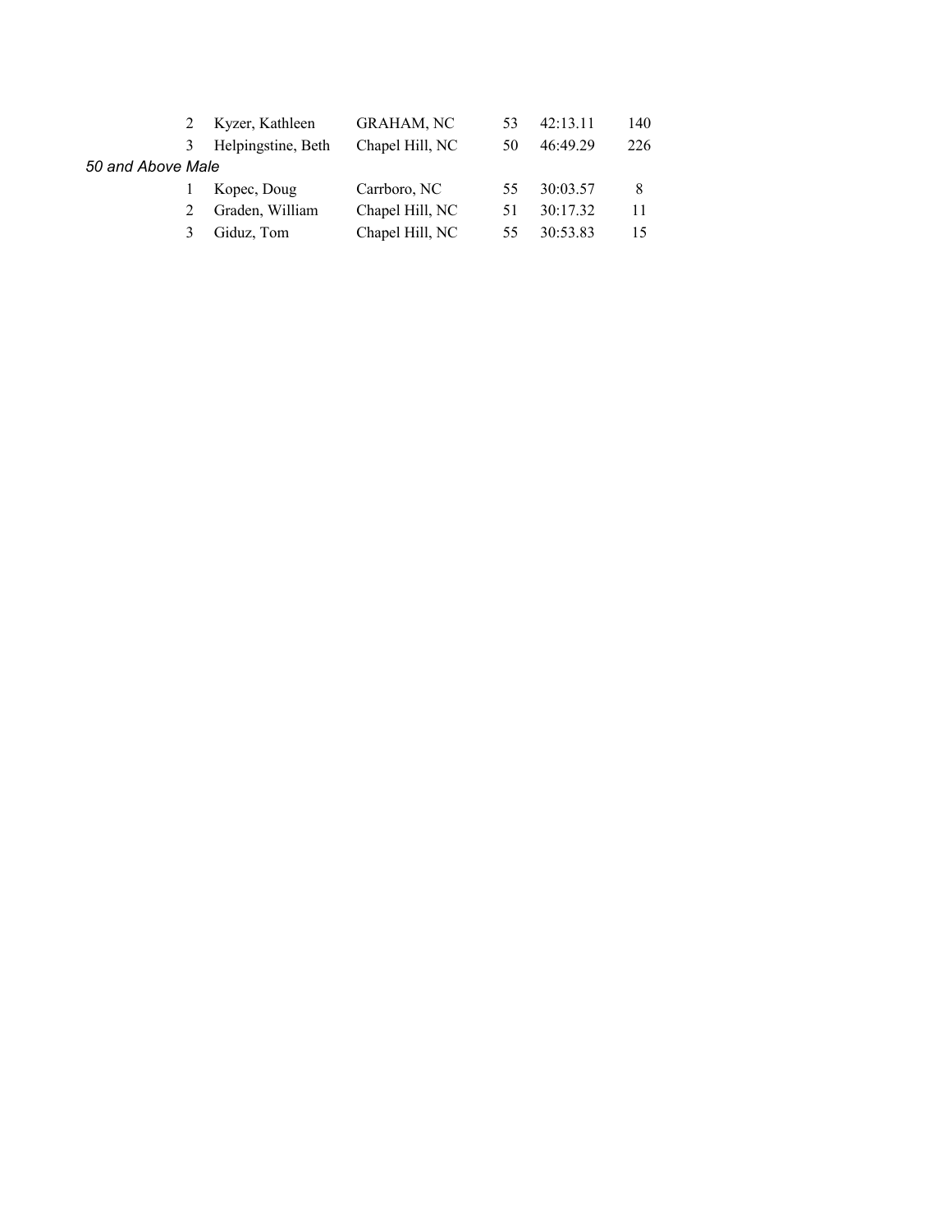| | | | | | |
|---|---|---|---|---|---|
| 2 | Kyzer, Kathleen | GRAHAM, NC | 53 | 42:13.11 | 140 |
| 3 | Helpingstine, Beth | Chapel Hill, NC | 50 | 46:49.29 | 226 |

*50 and Above Male*

| | | | | | |
|---|---|---|---|---|---|
| 1 | Kopec, Doug | Carrboro, NC | 55 | 30:03.57 | 8 |
| 2 | Graden, William | Chapel Hill, NC | 51 | 30:17.32 | 11 |
| 3 | Giduz, Tom | Chapel Hill, NC | 55 | 30:53.83 | 15 |